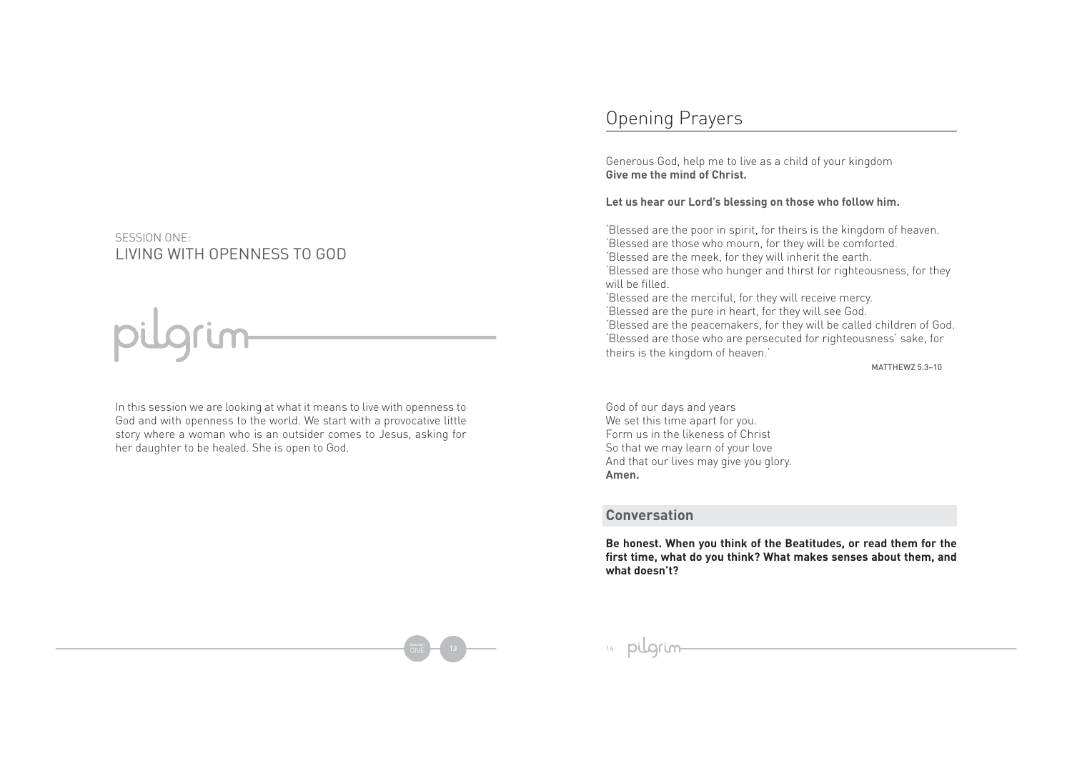SESSION ONE:

# LIVING WITH OPENNESS TO GOD

pilgrim

In this session we are looking at what it means to live with openness to God and with openness to the world. We start with a provocative little story where a woman who is an outsider comes to Jesus, asking for her daughter to be healed. She is open to God.

## Opening Prayers

Generous God, help me to live as a child of your kingdom
**Give me the mind of Christ.**

**Let us hear our Lord's blessing on those who follow him.**

'Blessed are the poor in spirit, for theirs is the kingdom of heaven.
'Blessed are those who mourn, for they will be comforted.
'Blessed are the meek, for they will inherit the earth.
'Blessed are those who hunger and thirst for righteousness, for they will be filled.
'Blessed are the merciful, for they will receive mercy.
'Blessed are the pure in heart, for they will see God.
'Blessed are the peacemakers, for they will be called children of God.
'Blessed are those who are persecuted for righteousness' sake, for theirs is the kingdom of heaven.'

MATTHEWZ 5.3–10

God of our days and years
We set this time apart for you.
Form us in the likeness of Christ
So that we may learn of your love
And that our lives may give you glory.
**Amen.**

### Conversation

**Be honest. When you think of the Beatitudes, or read them for the first time, what do you think? What makes senses about them, and what doesn't?**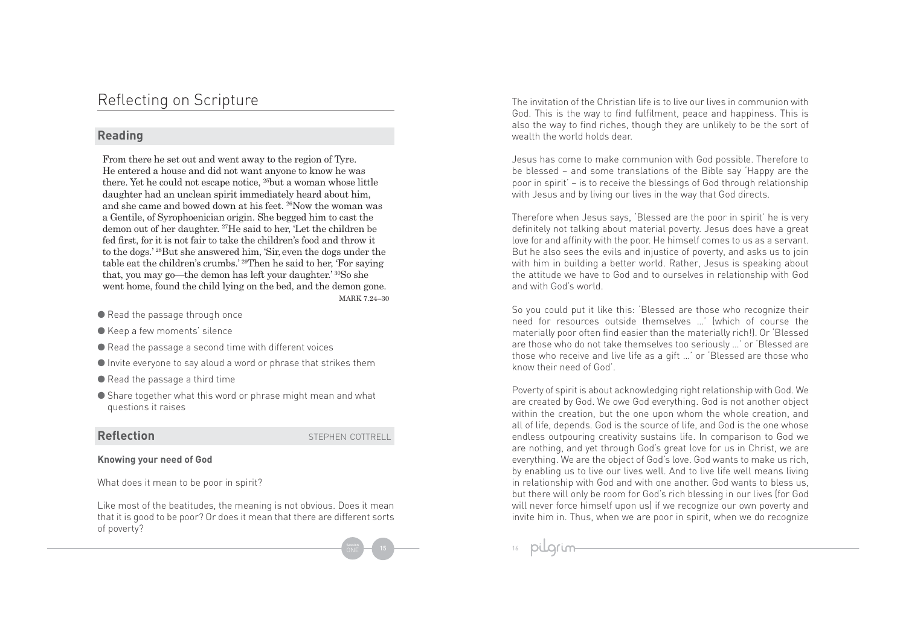# Reflecting on Scripture

## Reading

From there he set out and went away to the region of Tyre. He entered a house and did not want anyone to know he was there. Yet he could not escape notice, [25]but a woman whose little daughter had an unclean spirit immediately heard about him, and she came and bowed down at his feet. [26]Now the woman was a Gentile, of Syrophoenician origin. She begged him to cast the demon out of her daughter. [27]He said to her, 'Let the children be fed first, for it is not fair to take the children's food and throw it to the dogs.' [28]But she answered him, 'Sir, even the dogs under the table eat the children's crumbs.' [29]Then he said to her, 'For saying that, you may go—the demon has left your daughter.' [30]So she went home, found the child lying on the bed, and the demon gone.

MARK 7.24–30

- Read the passage through once
- Keep a few moments' silence
- Read the passage a second time with different voices
- Invite everyone to say aloud a word or phrase that strikes them
- Read the passage a third time
- Share together what this word or phrase might mean and what questions it raises

## Reflection

STEPHEN COTTRELL

**Knowing your need of God**

What does it mean to be poor in spirit?

Like most of the beatitudes, the meaning is not obvious. Does it mean that it is good to be poor? Or does it mean that there are different sorts of poverty?

The invitation of the Christian life is to live our lives in communion with God. This is the way to find fulfilment, peace and happiness. This is also the way to find riches, though they are unlikely to be the sort of wealth the world holds dear.

Jesus has come to make communion with God possible. Therefore to be blessed – and some translations of the Bible say 'Happy are the poor in spirit' – is to receive the blessings of God through relationship with Jesus and by living our lives in the way that God directs.

Therefore when Jesus says, 'Blessed are the poor in spirit' he is very definitely not talking about material poverty. Jesus does have a great love for and affinity with the poor. He himself comes to us as a servant. But he also sees the evils and injustice of poverty, and asks us to join with him in building a better world. Rather, Jesus is speaking about the attitude we have to God and to ourselves in relationship with God and with God's world.

So you could put it like this: 'Blessed are those who recognize their need for resources outside themselves ...' (which of course the materially poor often find easier than the materially rich!). Or 'Blessed are those who do not take themselves too seriously ...' or 'Blessed are those who receive and live life as a gift ...' or 'Blessed are those who know their need of God'.

Poverty of spirit is about acknowledging right relationship with God. We are created by God. We owe God everything. God is not another object within the creation, but the one upon whom the whole creation, and all of life, depends. God is the source of life, and God is the one whose endless outpouring creativity sustains life. In comparison to God we are nothing, and yet through God's great love for us in Christ, we are everything. We are the object of God's love. God wants to make us rich, by enabling us to live our lives well. And to live life well means living in relationship with God and with one another. God wants to bless us, but there will only be room for God's rich blessing in our lives (for God will never force himself upon us) if we recognize our own poverty and invite him in. Thus, when we are poor in spirit, when we do recognize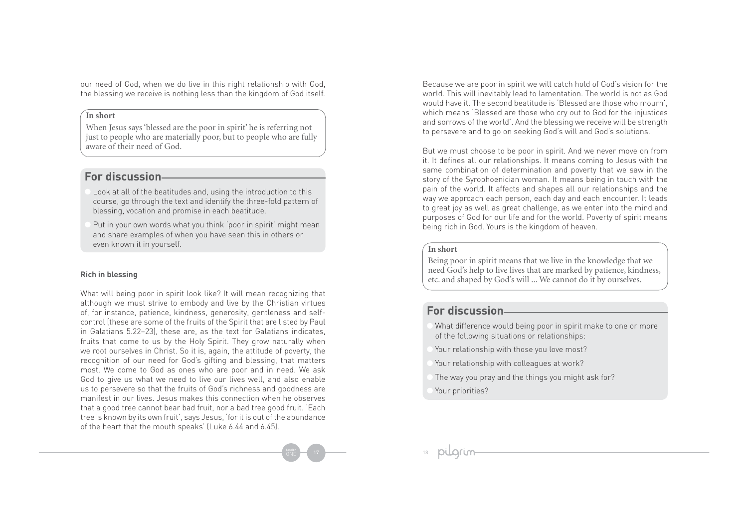our need of God, when we do live in this right relationship with God, the blessing we receive is nothing less than the kingdom of God itself.

**In short**

When Jesus says 'blessed are the poor in spirit' he is referring not just to people who are materially poor, but to people who are fully aware of their need of God.

## For discussion

- Look at all of the beatitudes and, using the introduction to this course, go through the text and identify the three-fold pattern of blessing, vocation and promise in each beatitude.
- Put in your own words what you think 'poor in spirit' might mean and share examples of when you have seen this in others or even known it in yourself.

### Rich in blessing

What will being poor in spirit look like? It will mean recognizing that although we must strive to embody and live by the Christian virtues of, for instance, patience, kindness, generosity, gentleness and self-control (these are some of the fruits of the Spirit that are listed by Paul in Galatians 5.22–23), these are, as the text for Galatians indicates, fruits that come to us by the Holy Spirit. They grow naturally when we root ourselves in Christ. So it is, again, the attitude of poverty, the recognition of our need for God's gifting and blessing, that matters most. We come to God as ones who are poor and in need. We ask God to give us what we need to live our lives well, and also enable us to persevere so that the fruits of God's richness and goodness are manifest in our lives. Jesus makes this connection when he observes that a good tree cannot bear bad fruit, nor a bad tree good fruit. 'Each tree is known by its own fruit', says Jesus, 'for it is out of the abundance of the heart that the mouth speaks' (Luke 6.44 and 6.45).

Because we are poor in spirit we will catch hold of God's vision for the world. This will inevitably lead to lamentation. The world is not as God would have it. The second beatitude is 'Blessed are those who mourn', which means 'Blessed are those who cry out to God for the injustices and sorrows of the world'. And the blessing we receive will be strength to persevere and to go on seeking God's will and God's solutions.

But we must choose to be poor in spirit. And we never move on from it. It defines all our relationships. It means coming to Jesus with the same combination of determination and poverty that we saw in the story of the Syrophoenician woman. It means being in touch with the pain of the world. It affects and shapes all our relationships and the way we approach each person, each day and each encounter. It leads to great joy as well as great challenge, as we enter into the mind and purposes of God for our life and for the world. Poverty of spirit means being rich in God. Yours is the kingdom of heaven.

**In short**

Being poor in spirit means that we live in the knowledge that we need God's help to live lives that are marked by patience, kindness, etc. and shaped by God's will ... We cannot do it by ourselves.

## For discussion

- What difference would being poor in spirit make to one or more of the following situations or relationships:
- Your relationship with those you love most?
- Your relationship with colleagues at work?
- The way you pray and the things you might ask for?
- Your priorities?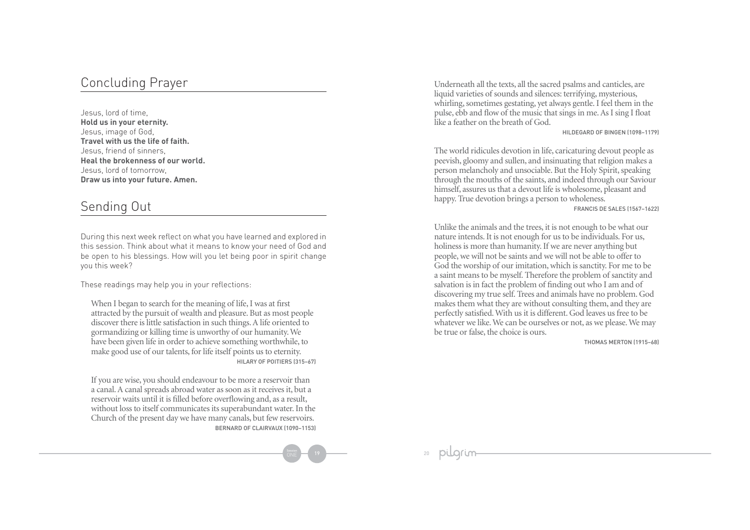## Concluding Prayer

Jesus, lord of time,
**Hold us in your eternity.**
Jesus, image of God,
**Travel with us the life of faith.**
Jesus, friend of sinners,
**Heal the brokenness of our world.**
Jesus, lord of tomorrow,
**Draw us into your future. Amen.**

## Sending Out

During this next week reflect on what you have learned and explored in this session. Think about what it means to know your need of God and be open to his blessings. How will you let being poor in spirit change you this week?

These readings may help you in your reflections:

> When I began to search for the meaning of life, I was at first attracted by the pursuit of wealth and pleasure. But as most people discover there is little satisfaction in such things. A life oriented to gormandizing or killing time is unworthy of our humanity. We have been given life in order to achieve something worthwhile, to make good use of our talents, for life itself points us to eternity.
>
> HILARY OF POITIERS (315–67)

> If you are wise, you should endeavour to be more a reservoir than a canal. A canal spreads abroad water as soon as it receives it, but a reservoir waits until it is filled before overflowing and, as a result, without loss to itself communicates its superabundant water. In the Church of the present day we have many canals, but few reservoirs.
>
> BERNARD OF CLAIRVAUX (1090–1153)

> Underneath all the texts, all the sacred psalms and canticles, are liquid varieties of sounds and silences: terrifying, mysterious, whirling, sometimes gestating, yet always gentle. I feel them in the pulse, ebb and flow of the music that sings in me. As I sing I float like a feather on the breath of God.
>
> HILDEGARD OF BINGEN (1098–1179)

> The world ridicules devotion in life, caricaturing devout people as peevish, gloomy and sullen, and insinuating that religion makes a person melancholy and unsociable. But the Holy Spirit, speaking through the mouths of the saints, and indeed through our Saviour himself, assures us that a devout life is wholesome, pleasant and happy. True devotion brings a person to wholeness.
>
> FRANCIS DE SALES (1567–1622)

> Unlike the animals and the trees, it is not enough to be what our nature intends. It is not enough for us to be individuals. For us, holiness is more than humanity. If we are never anything but people, we will not be saints and we will not be able to offer to God the worship of our imitation, which is sanctity. For me to be a saint means to be myself. Therefore the problem of sanctity and salvation is in fact the problem of finding out who I am and of discovering my true self. Trees and animals have no problem. God makes them what they are without consulting them, and they are perfectly satisfied. With us it is different. God leaves us free to be whatever we like. We can be ourselves or not, as we please. We may be true or false, the choice is ours.
>
> THOMAS MERTON (1915–68)